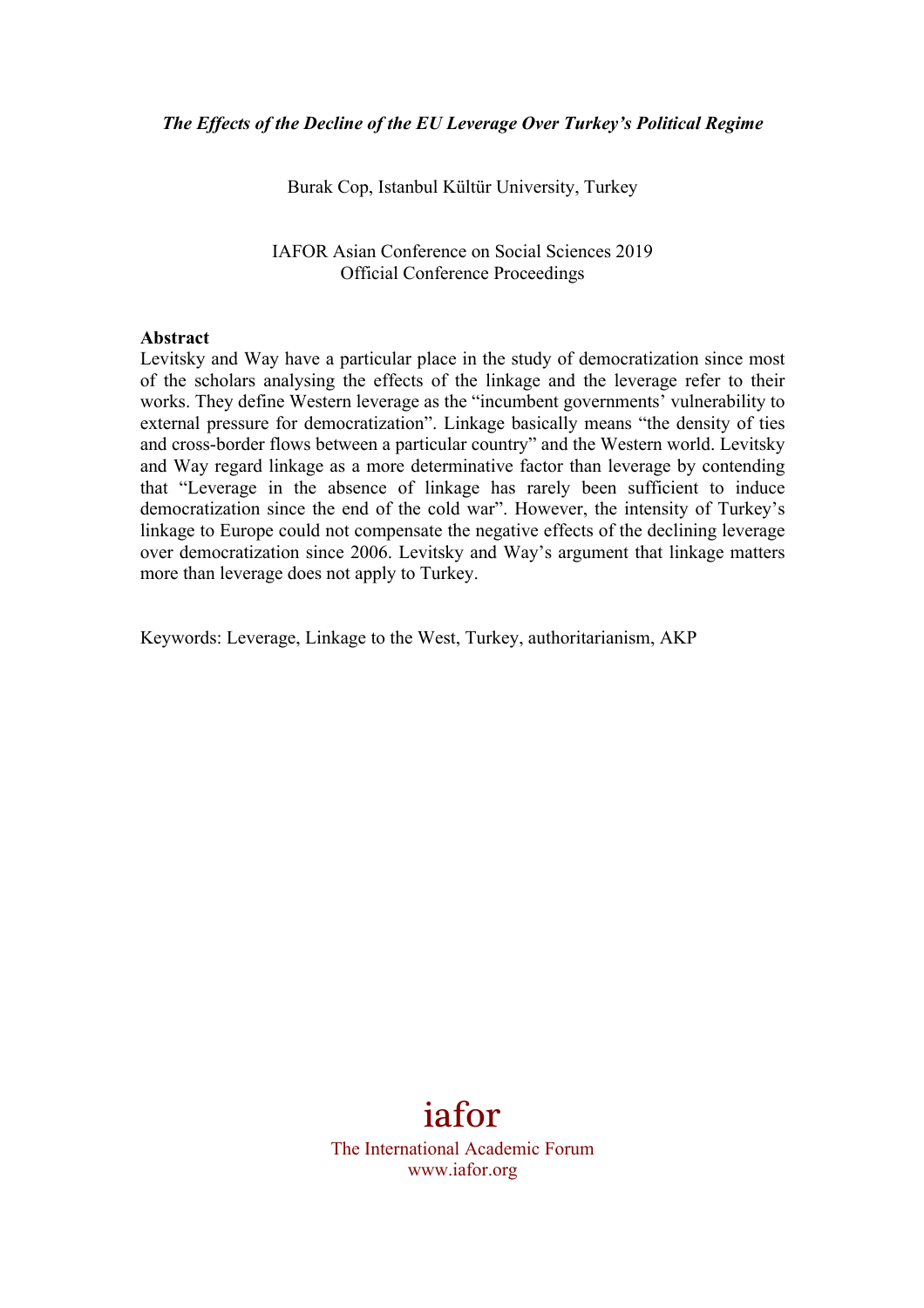*The Effects of the Decline of the EU Leverage Over Turkey's Political Regime*

Burak Cop, Istanbul Kültür University, Turkey

IAFOR Asian Conference on Social Sciences 2019
Official Conference Proceedings

**Abstract**

Levitsky and Way have a particular place in the study of democratization since most of the scholars analysing the effects of the linkage and the leverage refer to their works. They define Western leverage as the "incumbent governments' vulnerability to external pressure for democratization". Linkage basically means "the density of ties and cross-border flows between a particular country" and the Western world. Levitsky and Way regard linkage as a more determinative factor than leverage by contending that "Leverage in the absence of linkage has rarely been sufficient to induce democratization since the end of the cold war". However, the intensity of Turkey's linkage to Europe could not compensate the negative effects of the declining leverage over democratization since 2006. Levitsky and Way's argument that linkage matters more than leverage does not apply to Turkey.

Keywords: Leverage, Linkage to the West, Turkey, authoritarianism, AKP

iafor

The International Academic Forum
www.iafor.org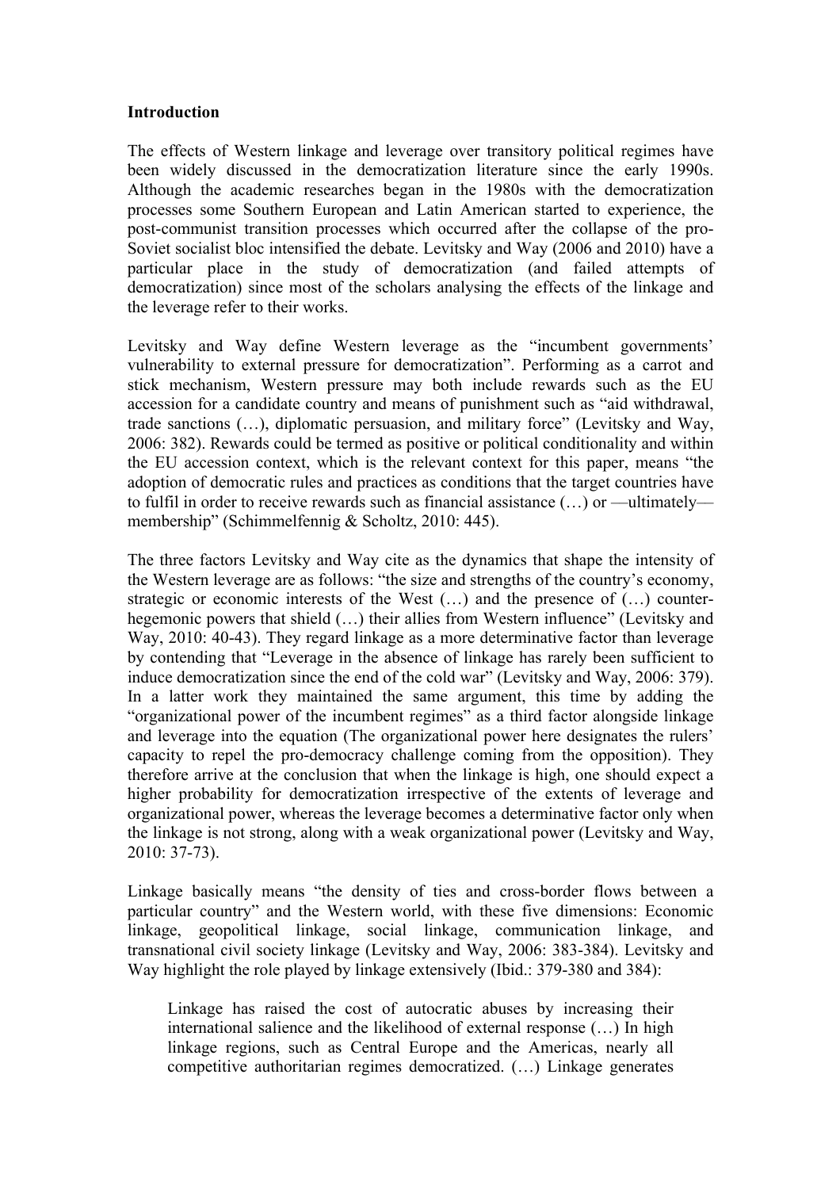**Introduction**

The effects of Western linkage and leverage over transitory political regimes have been widely discussed in the democratization literature since the early 1990s. Although the academic researches began in the 1980s with the democratization processes some Southern European and Latin American started to experience, the post-communist transition processes which occurred after the collapse of the pro-Soviet socialist bloc intensified the debate. Levitsky and Way (2006 and 2010) have a particular place in the study of democratization (and failed attempts of democratization) since most of the scholars analysing the effects of the linkage and the leverage refer to their works.

Levitsky and Way define Western leverage as the "incumbent governments' vulnerability to external pressure for democratization". Performing as a carrot and stick mechanism, Western pressure may both include rewards such as the EU accession for a candidate country and means of punishment such as "aid withdrawal, trade sanctions (…), diplomatic persuasion, and military force" (Levitsky and Way, 2006: 382). Rewards could be termed as positive or political conditionality and within the EU accession context, which is the relevant context for this paper, means "the adoption of democratic rules and practices as conditions that the target countries have to fulfil in order to receive rewards such as financial assistance (…) or —ultimately— membership" (Schimmelfennig & Scholtz, 2010: 445).

The three factors Levitsky and Way cite as the dynamics that shape the intensity of the Western leverage are as follows: "the size and strengths of the country's economy, strategic or economic interests of the West (…) and the presence of (…) counter-hegemonic powers that shield (…) their allies from Western influence" (Levitsky and Way, 2010: 40-43). They regard linkage as a more determinative factor than leverage by contending that "Leverage in the absence of linkage has rarely been sufficient to induce democratization since the end of the cold war" (Levitsky and Way, 2006: 379). In a latter work they maintained the same argument, this time by adding the "organizational power of the incumbent regimes" as a third factor alongside linkage and leverage into the equation (The organizational power here designates the rulers' capacity to repel the pro-democracy challenge coming from the opposition). They therefore arrive at the conclusion that when the linkage is high, one should expect a higher probability for democratization irrespective of the extents of leverage and organizational power, whereas the leverage becomes a determinative factor only when the linkage is not strong, along with a weak organizational power (Levitsky and Way, 2010: 37-73).

Linkage basically means "the density of ties and cross-border flows between a particular country" and the Western world, with these five dimensions: Economic linkage, geopolitical linkage, social linkage, communication linkage, and transnational civil society linkage (Levitsky and Way, 2006: 383-384). Levitsky and Way highlight the role played by linkage extensively (Ibid.: 379-380 and 384):

> Linkage has raised the cost of autocratic abuses by increasing their international salience and the likelihood of external response (…) In high linkage regions, such as Central Europe and the Americas, nearly all competitive authoritarian regimes democratized. (…) Linkage generates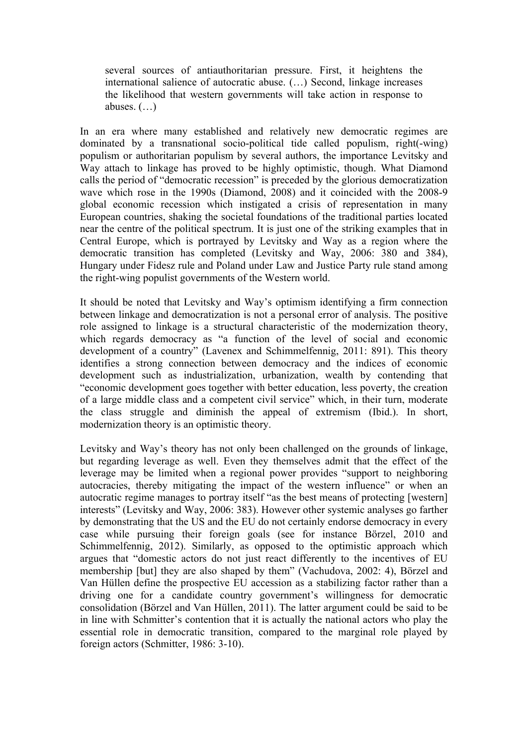> several sources of antiauthoritarian pressure. First, it heightens the international salience of autocratic abuse. (…) Second, linkage increases the likelihood that western governments will take action in response to abuses. (…)

In an era where many established and relatively new democratic regimes are dominated by a transnational socio-political tide called populism, right(-wing) populism or authoritarian populism by several authors, the importance Levitsky and Way attach to linkage has proved to be highly optimistic, though. What Diamond calls the period of "democratic recession" is preceded by the glorious democratization wave which rose in the 1990s (Diamond, 2008) and it coincided with the 2008-9 global economic recession which instigated a crisis of representation in many European countries, shaking the societal foundations of the traditional parties located near the centre of the political spectrum. It is just one of the striking examples that in Central Europe, which is portrayed by Levitsky and Way as a region where the democratic transition has completed (Levitsky and Way, 2006: 380 and 384), Hungary under Fidesz rule and Poland under Law and Justice Party rule stand among the right-wing populist governments of the Western world.

It should be noted that Levitsky and Way's optimism identifying a firm connection between linkage and democratization is not a personal error of analysis. The positive role assigned to linkage is a structural characteristic of the modernization theory, which regards democracy as "a function of the level of social and economic development of a country" (Lavenex and Schimmelfennig, 2011: 891). This theory identifies a strong connection between democracy and the indices of economic development such as industrialization, urbanization, wealth by contending that "economic development goes together with better education, less poverty, the creation of a large middle class and a competent civil service" which, in their turn, moderate the class struggle and diminish the appeal of extremism (Ibid.). In short, modernization theory is an optimistic theory.

Levitsky and Way's theory has not only been challenged on the grounds of linkage, but regarding leverage as well. Even they themselves admit that the effect of the leverage may be limited when a regional power provides "support to neighboring autocracies, thereby mitigating the impact of the western influence" or when an autocratic regime manages to portray itself "as the best means of protecting [western] interests" (Levitsky and Way, 2006: 383). However other systemic analyses go farther by demonstrating that the US and the EU do not certainly endorse democracy in every case while pursuing their foreign goals (see for instance Börzel, 2010 and Schimmelfennig, 2012). Similarly, as opposed to the optimistic approach which argues that "domestic actors do not just react differently to the incentives of EU membership [but] they are also shaped by them" (Vachudova, 2002: 4), Börzel and Van Hüllen define the prospective EU accession as a stabilizing factor rather than a driving one for a candidate country government's willingness for democratic consolidation (Börzel and Van Hüllen, 2011). The latter argument could be said to be in line with Schmitter's contention that it is actually the national actors who play the essential role in democratic transition, compared to the marginal role played by foreign actors (Schmitter, 1986: 3-10).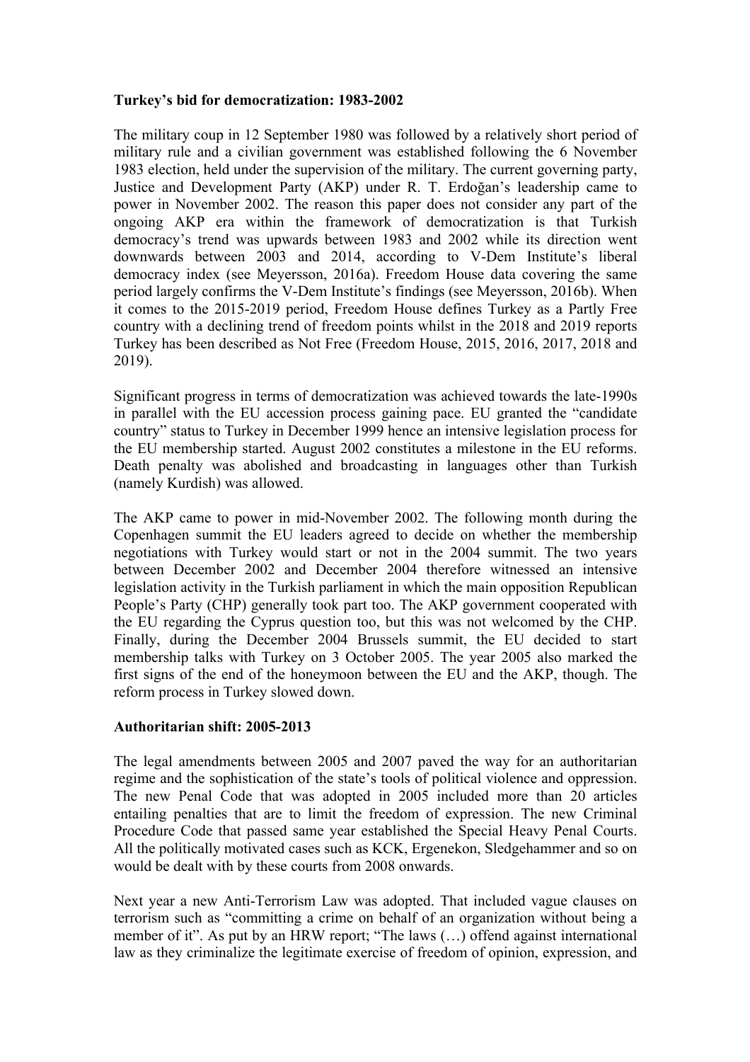**Turkey's bid for democratization: 1983-2002**

The military coup in 12 September 1980 was followed by a relatively short period of military rule and a civilian government was established following the 6 November 1983 election, held under the supervision of the military. The current governing party, Justice and Development Party (AKP) under R. T. Erdoğan's leadership came to power in November 2002. The reason this paper does not consider any part of the ongoing AKP era within the framework of democratization is that Turkish democracy's trend was upwards between 1983 and 2002 while its direction went downwards between 2003 and 2014, according to V-Dem Institute's liberal democracy index (see Meyersson, 2016a). Freedom House data covering the same period largely confirms the V-Dem Institute's findings (see Meyersson, 2016b). When it comes to the 2015-2019 period, Freedom House defines Turkey as a Partly Free country with a declining trend of freedom points whilst in the 2018 and 2019 reports Turkey has been described as Not Free (Freedom House, 2015, 2016, 2017, 2018 and 2019).

Significant progress in terms of democratization was achieved towards the late-1990s in parallel with the EU accession process gaining pace. EU granted the "candidate country" status to Turkey in December 1999 hence an intensive legislation process for the EU membership started. August 2002 constitutes a milestone in the EU reforms. Death penalty was abolished and broadcasting in languages other than Turkish (namely Kurdish) was allowed.

The AKP came to power in mid-November 2002. The following month during the Copenhagen summit the EU leaders agreed to decide on whether the membership negotiations with Turkey would start or not in the 2004 summit. The two years between December 2002 and December 2004 therefore witnessed an intensive legislation activity in the Turkish parliament in which the main opposition Republican People's Party (CHP) generally took part too. The AKP government cooperated with the EU regarding the Cyprus question too, but this was not welcomed by the CHP. Finally, during the December 2004 Brussels summit, the EU decided to start membership talks with Turkey on 3 October 2005. The year 2005 also marked the first signs of the end of the honeymoon between the EU and the AKP, though. The reform process in Turkey slowed down.

**Authoritarian shift: 2005-2013**

The legal amendments between 2005 and 2007 paved the way for an authoritarian regime and the sophistication of the state's tools of political violence and oppression. The new Penal Code that was adopted in 2005 included more than 20 articles entailing penalties that are to limit the freedom of expression. The new Criminal Procedure Code that passed same year established the Special Heavy Penal Courts. All the politically motivated cases such as KCK, Ergenekon, Sledgehammer and so on would be dealt with by these courts from 2008 onwards.

Next year a new Anti-Terrorism Law was adopted. That included vague clauses on terrorism such as "committing a crime on behalf of an organization without being a member of it". As put by an HRW report; "The laws (…) offend against international law as they criminalize the legitimate exercise of freedom of opinion, expression, and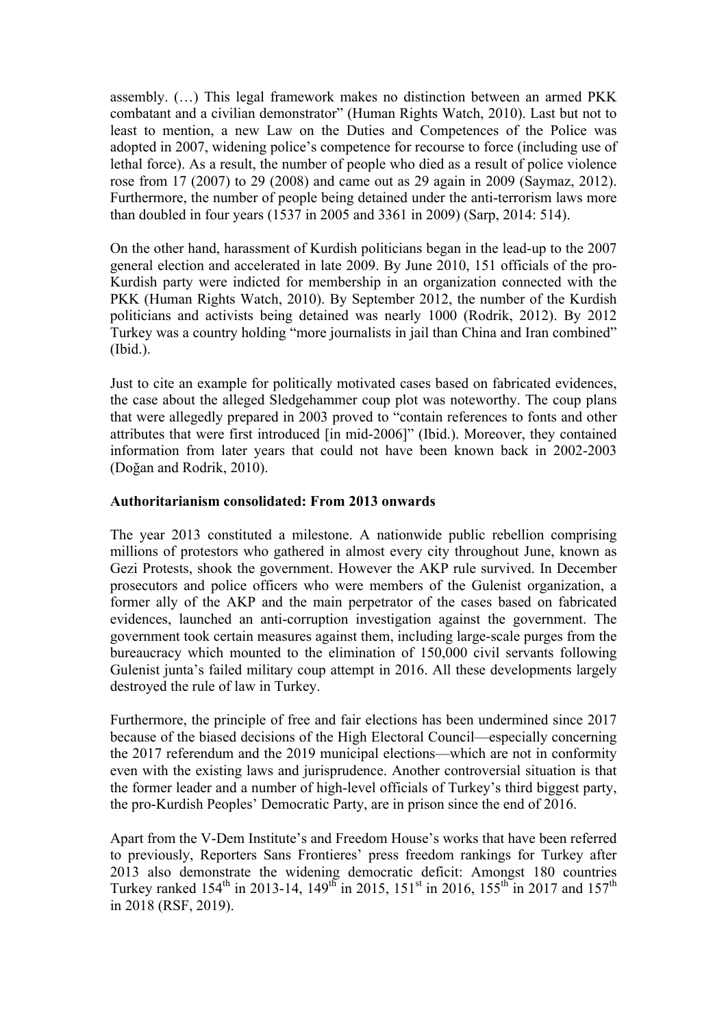assembly. (…) This legal framework makes no distinction between an armed PKK combatant and a civilian demonstrator" (Human Rights Watch, 2010). Last but not to least to mention, a new Law on the Duties and Competences of the Police was adopted in 2007, widening police's competence for recourse to force (including use of lethal force). As a result, the number of people who died as a result of police violence rose from 17 (2007) to 29 (2008) and came out as 29 again in 2009 (Saymaz, 2012). Furthermore, the number of people being detained under the anti-terrorism laws more than doubled in four years (1537 in 2005 and 3361 in 2009) (Sarp, 2014: 514).

On the other hand, harassment of Kurdish politicians began in the lead-up to the 2007 general election and accelerated in late 2009. By June 2010, 151 officials of the pro-Kurdish party were indicted for membership in an organization connected with the PKK (Human Rights Watch, 2010). By September 2012, the number of the Kurdish politicians and activists being detained was nearly 1000 (Rodrik, 2012). By 2012 Turkey was a country holding "more journalists in jail than China and Iran combined" (Ibid.).

Just to cite an example for politically motivated cases based on fabricated evidences, the case about the alleged Sledgehammer coup plot was noteworthy. The coup plans that were allegedly prepared in 2003 proved to "contain references to fonts and other attributes that were first introduced [in mid-2006]" (Ibid.). Moreover, they contained information from later years that could not have been known back in 2002-2003 (Doğan and Rodrik, 2010).

**Authoritarianism consolidated: From 2013 onwards**

The year 2013 constituted a milestone. A nationwide public rebellion comprising millions of protestors who gathered in almost every city throughout June, known as Gezi Protests, shook the government. However the AKP rule survived. In December prosecutors and police officers who were members of the Gulenist organization, a former ally of the AKP and the main perpetrator of the cases based on fabricated evidences, launched an anti-corruption investigation against the government. The government took certain measures against them, including large-scale purges from the bureaucracy which mounted to the elimination of 150,000 civil servants following Gulenist junta's failed military coup attempt in 2016. All these developments largely destroyed the rule of law in Turkey.

Furthermore, the principle of free and fair elections has been undermined since 2017 because of the biased decisions of the High Electoral Council—especially concerning the 2017 referendum and the 2019 municipal elections—which are not in conformity even with the existing laws and jurisprudence. Another controversial situation is that the former leader and a number of high-level officials of Turkey's third biggest party, the pro-Kurdish Peoples' Democratic Party, are in prison since the end of 2016.

Apart from the V-Dem Institute's and Freedom House's works that have been referred to previously, Reporters Sans Frontieres' press freedom rankings for Turkey after 2013 also demonstrate the widening democratic deficit: Amongst 180 countries Turkey ranked 154th in 2013-14, 149th in 2015, 151st in 2016, 155th in 2017 and 157th in 2018 (RSF, 2019).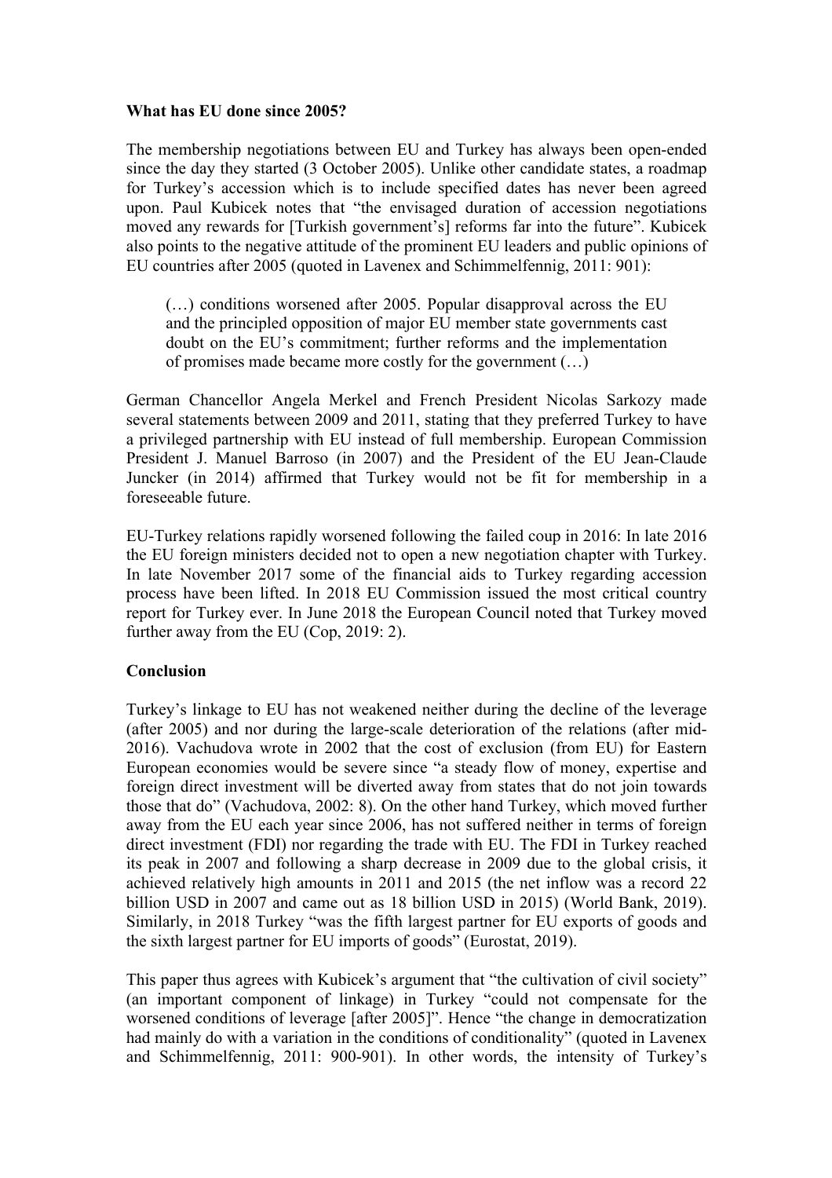**What has EU done since 2005?**

The membership negotiations between EU and Turkey has always been open-ended since the day they started (3 October 2005). Unlike other candidate states, a roadmap for Turkey's accession which is to include specified dates has never been agreed upon. Paul Kubicek notes that "the envisaged duration of accession negotiations moved any rewards for [Turkish government's] reforms far into the future". Kubicek also points to the negative attitude of the prominent EU leaders and public opinions of EU countries after 2005 (quoted in Lavenex and Schimmelfennig, 2011: 901):

> (…) conditions worsened after 2005. Popular disapproval across the EU and the principled opposition of major EU member state governments cast doubt on the EU's commitment; further reforms and the implementation of promises made became more costly for the government (…)

German Chancellor Angela Merkel and French President Nicolas Sarkozy made several statements between 2009 and 2011, stating that they preferred Turkey to have a privileged partnership with EU instead of full membership. European Commission President J. Manuel Barroso (in 2007) and the President of the EU Jean-Claude Juncker (in 2014) affirmed that Turkey would not be fit for membership in a foreseeable future.

EU-Turkey relations rapidly worsened following the failed coup in 2016: In late 2016 the EU foreign ministers decided not to open a new negotiation chapter with Turkey. In late November 2017 some of the financial aids to Turkey regarding accession process have been lifted. In 2018 EU Commission issued the most critical country report for Turkey ever. In June 2018 the European Council noted that Turkey moved further away from the EU (Cop, 2019: 2).

**Conclusion**

Turkey's linkage to EU has not weakened neither during the decline of the leverage (after 2005) and nor during the large-scale deterioration of the relations (after mid-2016). Vachudova wrote in 2002 that the cost of exclusion (from EU) for Eastern European economies would be severe since "a steady flow of money, expertise and foreign direct investment will be diverted away from states that do not join towards those that do" (Vachudova, 2002: 8). On the other hand Turkey, which moved further away from the EU each year since 2006, has not suffered neither in terms of foreign direct investment (FDI) nor regarding the trade with EU. The FDI in Turkey reached its peak in 2007 and following a sharp decrease in 2009 due to the global crisis, it achieved relatively high amounts in 2011 and 2015 (the net inflow was a record 22 billion USD in 2007 and came out as 18 billion USD in 2015) (World Bank, 2019). Similarly, in 2018 Turkey "was the fifth largest partner for EU exports of goods and the sixth largest partner for EU imports of goods" (Eurostat, 2019).

This paper thus agrees with Kubicek's argument that "the cultivation of civil society" (an important component of linkage) in Turkey "could not compensate for the worsened conditions of leverage [after 2005]". Hence "the change in democratization had mainly do with a variation in the conditions of conditionality" (quoted in Lavenex and Schimmelfennig, 2011: 900-901). In other words, the intensity of Turkey's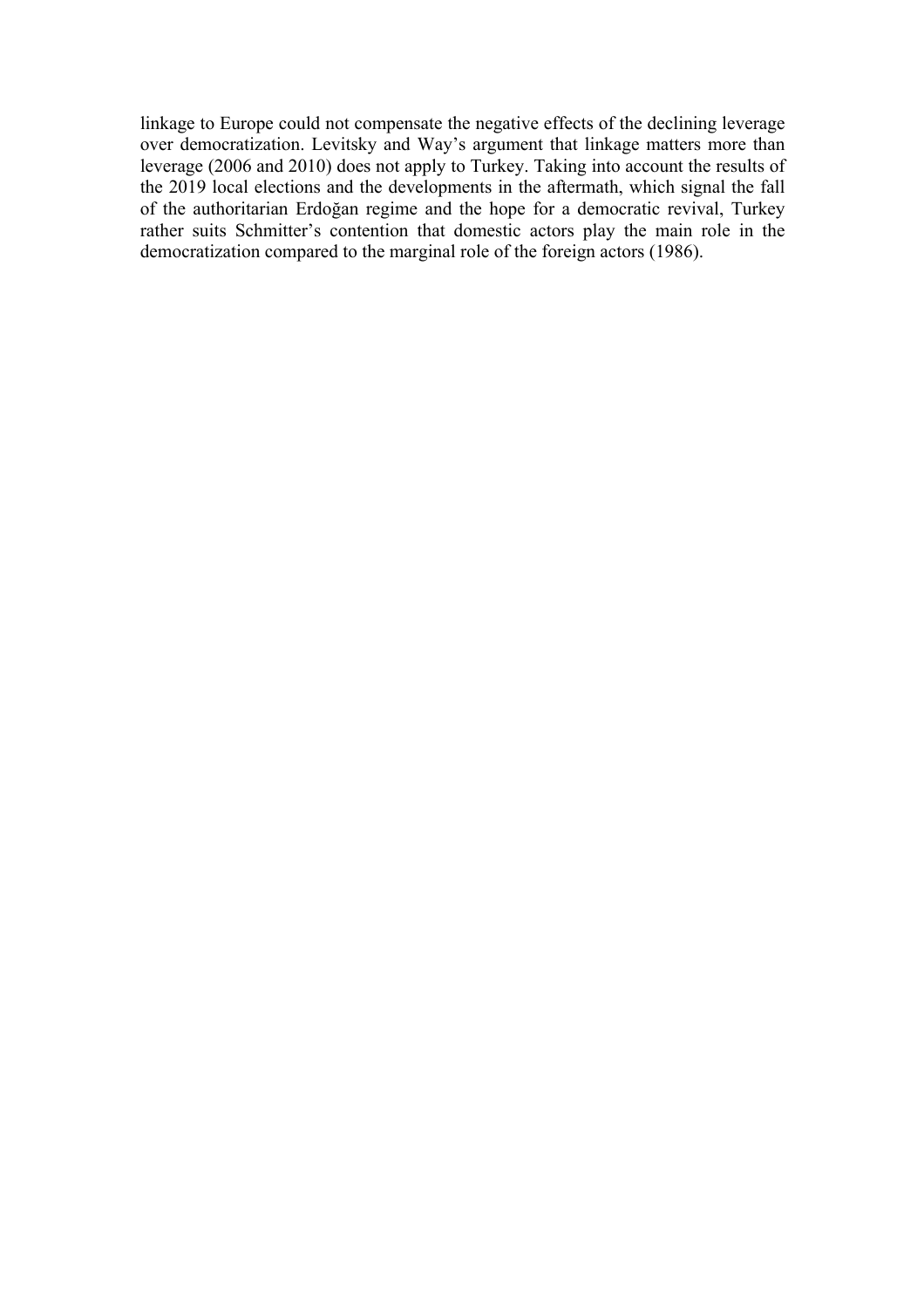linkage to Europe could not compensate the negative effects of the declining leverage over democratization. Levitsky and Way's argument that linkage matters more than leverage (2006 and 2010) does not apply to Turkey. Taking into account the results of the 2019 local elections and the developments in the aftermath, which signal the fall of the authoritarian Erdoğan regime and the hope for a democratic revival, Turkey rather suits Schmitter's contention that domestic actors play the main role in the democratization compared to the marginal role of the foreign actors (1986).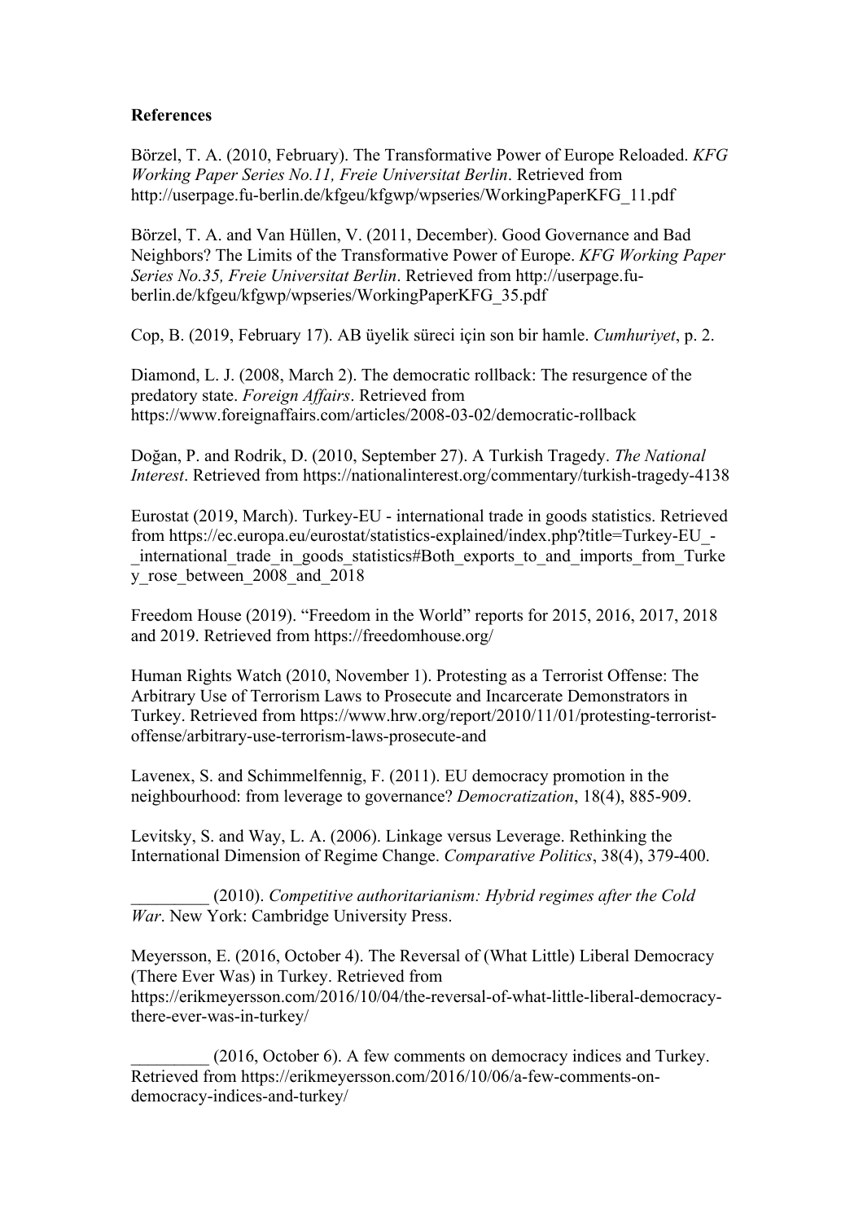**References**

Börzel, T. A. (2010, February). The Transformative Power of Europe Reloaded. *KFG Working Paper Series No.11, Freie Universitat Berlin*. Retrieved from http://userpage.fu-berlin.de/kfgeu/kfgwp/wpseries/WorkingPaperKFG_11.pdf

Börzel, T. A. and Van Hüllen, V. (2011, December). Good Governance and Bad Neighbors? The Limits of the Transformative Power of Europe. *KFG Working Paper Series No.35, Freie Universitat Berlin*. Retrieved from http://userpage.fu-berlin.de/kfgeu/kfgwp/wpseries/WorkingPaperKFG_35.pdf

Cop, B. (2019, February 17). AB üyelik süreci için son bir hamle. *Cumhuriyet*, p. 2.

Diamond, L. J. (2008, March 2). The democratic rollback: The resurgence of the predatory state. *Foreign Affairs*. Retrieved from https://www.foreignaffairs.com/articles/2008-03-02/democratic-rollback

Doğan, P. and Rodrik, D. (2010, September 27). A Turkish Tragedy. *The National Interest*. Retrieved from https://nationalinterest.org/commentary/turkish-tragedy-4138

Eurostat (2019, March). Turkey-EU - international trade in goods statistics. Retrieved from https://ec.europa.eu/eurostat/statistics-explained/index.php?title=Turkey-EU_-_international_trade_in_goods_statistics#Both_exports_to_and_imports_from_Turkey_rose_between_2008_and_2018

Freedom House (2019). "Freedom in the World" reports for 2015, 2016, 2017, 2018 and 2019. Retrieved from https://freedomhouse.org/

Human Rights Watch (2010, November 1). Protesting as a Terrorist Offense: The Arbitrary Use of Terrorism Laws to Prosecute and Incarcerate Demonstrators in Turkey. Retrieved from https://www.hrw.org/report/2010/11/01/protesting-terrorist-offense/arbitrary-use-terrorism-laws-prosecute-and

Lavenex, S. and Schimmelfennig, F. (2011). EU democracy promotion in the neighbourhood: from leverage to governance? *Democratization*, 18(4), 885-909.

Levitsky, S. and Way, L. A. (2006). Linkage versus Leverage. Rethinking the International Dimension of Regime Change. *Comparative Politics*, 38(4), 379-400.

_________ (2010). *Competitive authoritarianism: Hybrid regimes after the Cold War*. New York: Cambridge University Press.

Meyersson, E. (2016, October 4). The Reversal of (What Little) Liberal Democracy (There Ever Was) in Turkey. Retrieved from https://erikmeyersson.com/2016/10/04/the-reversal-of-what-little-liberal-democracy-there-ever-was-in-turkey/

_________ (2016, October 6). A few comments on democracy indices and Turkey. Retrieved from https://erikmeyersson.com/2016/10/06/a-few-comments-on-democracy-indices-and-turkey/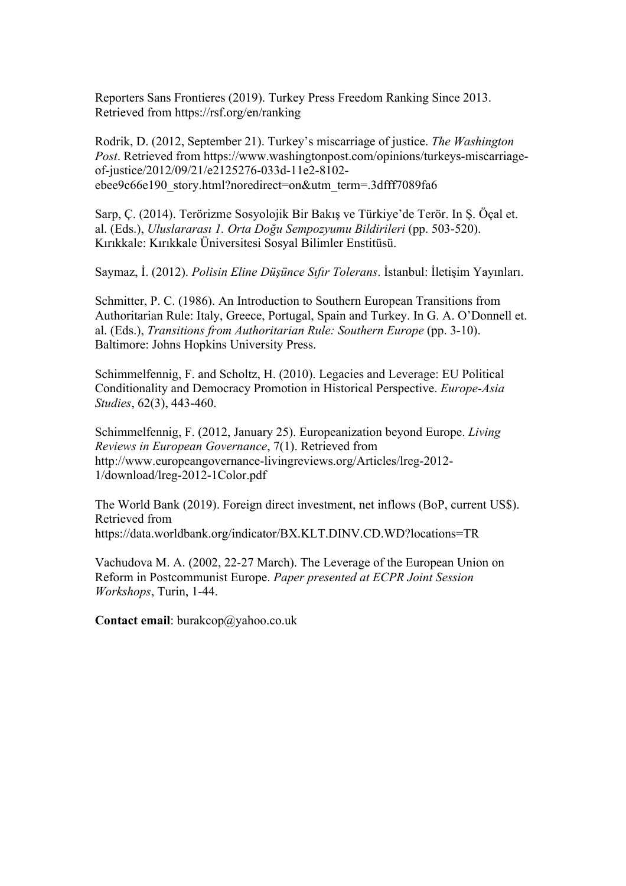Reporters Sans Frontieres (2019). Turkey Press Freedom Ranking Since 2013. Retrieved from https://rsf.org/en/ranking

Rodrik, D. (2012, September 21). Turkey's miscarriage of justice. *The Washington Post*. Retrieved from https://www.washingtonpost.com/opinions/turkeys-miscarriage-of-justice/2012/09/21/e2125276-033d-11e2-8102-ebee9c66e190_story.html?noredirect=on&utm_term=.3dfff7089fa6

Sarp, Ç. (2014). Terörizme Sosyolojik Bir Bakış ve Türkiye'de Terör. In Ş. Öçal et. al. (Eds.), *Uluslararası 1. Orta Doğu Sempozyumu Bildirileri* (pp. 503-520). Kırıkkale: Kırıkkale Üniversitesi Sosyal Bilimler Enstitüsü.

Saymaz, İ. (2012). *Polisin Eline Düşünce Sıfır Tolerans*. İstanbul: İletişim Yayınları.

Schmitter, P. C. (1986). An Introduction to Southern European Transitions from Authoritarian Rule: Italy, Greece, Portugal, Spain and Turkey. In G. A. O'Donnell et. al. (Eds.), *Transitions from Authoritarian Rule: Southern Europe* (pp. 3-10). Baltimore: Johns Hopkins University Press.

Schimmelfennig, F. and Scholtz, H. (2010). Legacies and Leverage: EU Political Conditionality and Democracy Promotion in Historical Perspective. *Europe-Asia Studies*, 62(3), 443-460.

Schimmelfennig, F. (2012, January 25). Europeanization beyond Europe. *Living Reviews in European Governance*, 7(1). Retrieved from http://www.europeangovernance-livingreviews.org/Articles/lreg-2012-1/download/lreg-2012-1Color.pdf

The World Bank (2019). Foreign direct investment, net inflows (BoP, current US$). Retrieved from https://data.worldbank.org/indicator/BX.KLT.DINV.CD.WD?locations=TR

Vachudova M. A. (2002, 22-27 March). The Leverage of the European Union on Reform in Postcommunist Europe. *Paper presented at ECPR Joint Session Workshops*, Turin, 1-44.

**Contact email**: burakcop@yahoo.co.uk